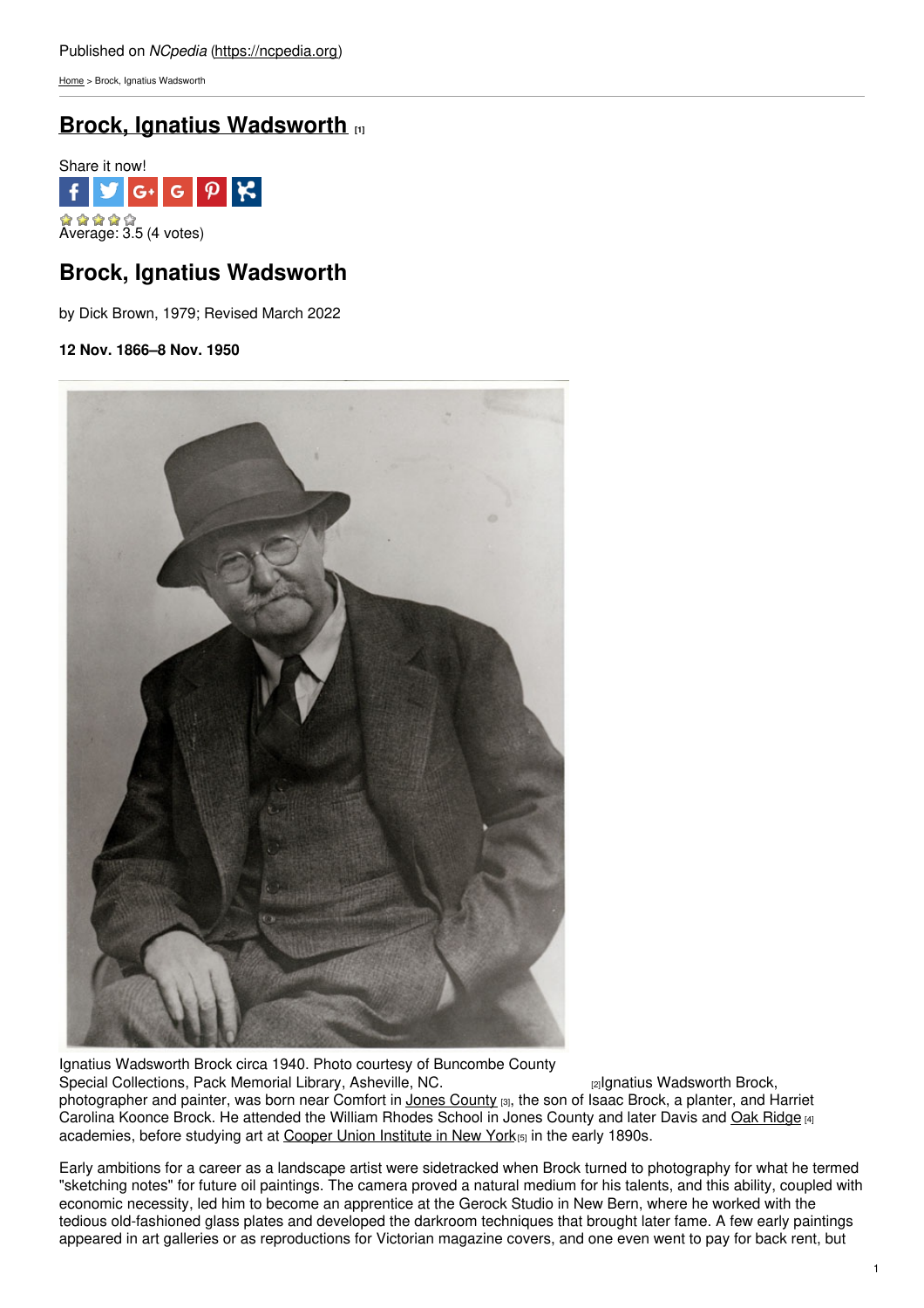Published on *NCpedia* (https://ncpedia.org)

Home > Brock, Ignatius Wadsworth

# Brock, Ignatius Wadsworth [1]

Share it now!

Average: 3.5 (4 votes)

## Brock, Ignatius Wadsworth

by Dick Brown, 1979; Revised March 2022

**12 Nov. 1866–8 Nov. 1950**

Ignatius Wadsworth Brock circa 1940. Photo courtesy of Buncombe County Special Collections, Pack Memorial Library, Asheville, NC. [2]

Ignatius Wadsworth Brock, photographer and painter, was born near Comfort in Jones County [3], the son of Isaac Brock, a planter, and Harriet Carolina Koonce Brock. He attended the William Rhodes School in Jones County and later Davis and Oak Ridge [4] academies, before studying art at Cooper Union Institute in New York [5] in the early 1890s.

Early ambitions for a career as a landscape artist were sidetracked when Brock turned to photography for what he termed "sketching notes" for future oil paintings. The camera proved a natural medium for his talents, and this ability, coupled with economic necessity, led him to become an apprentice at the Gerock Studio in New Bern, where he worked with the tedious old-fashioned glass plates and developed the darkroom techniques that brought later fame. A few early paintings appeared in art galleries or as reproductions for Victorian magazine covers, and one even went to pay for back rent, but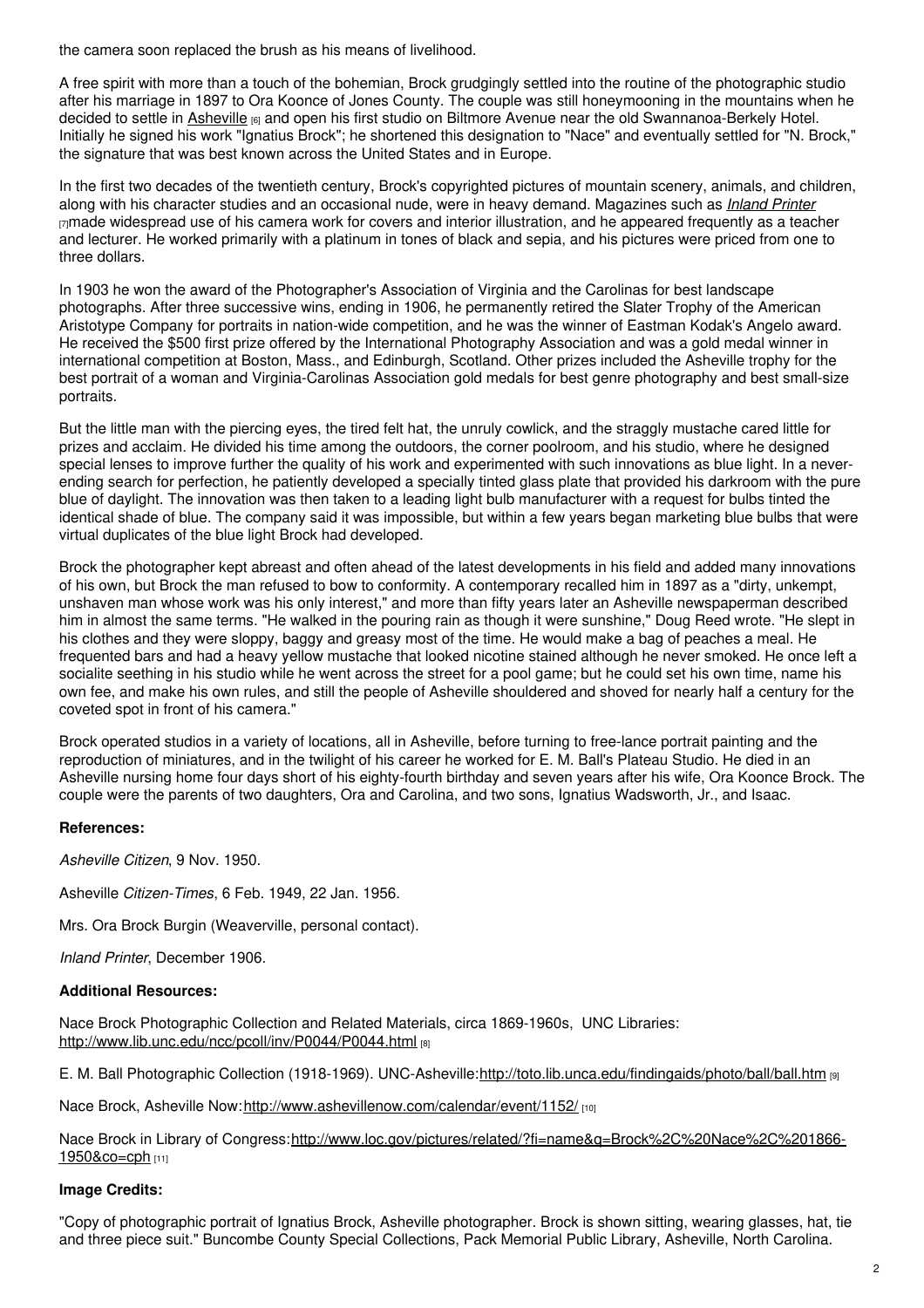the camera soon replaced the brush as his means of livelihood.

A free spirit with more than a touch of the bohemian, Brock grudgingly settled into the routine of the photographic studio after his marriage in 1897 to Ora Koonce of Jones County. The couple was still honeymooning in the mountains when he decided to settle in Asheville [6] and open his first studio on Biltmore Avenue near the old Swannanoa-Berkely Hotel. Initially he signed his work "Ignatius Brock"; he shortened this designation to "Nace" and eventually settled for "N. Brock," the signature that was best known across the United States and in Europe.

In the first two decades of the twentieth century, Brock's copyrighted pictures of mountain scenery, animals, and children, along with his character studies and an occasional nude, were in heavy demand. Magazines such as *Inland Printer* [7] made widespread use of his camera work for covers and interior illustration, and he appeared frequently as a teacher and lecturer. He worked primarily with a platinum in tones of black and sepia, and his pictures were priced from one to three dollars.

In 1903 he won the award of the Photographer's Association of Virginia and the Carolinas for best landscape photographs. After three successive wins, ending in 1906, he permanently retired the Slater Trophy of the American Aristotype Company for portraits in nation-wide competition, and he was the winner of Eastman Kodak's Angelo award. He received the $500 first prize offered by the International Photography Association and was a gold medal winner in international competition at Boston, Mass., and Edinburgh, Scotland. Other prizes included the Asheville trophy for the best portrait of a woman and Virginia-Carolinas Association gold medals for best genre photography and best small-size portraits.

But the little man with the piercing eyes, the tired felt hat, the unruly cowlick, and the straggly mustache cared little for prizes and acclaim. He divided his time among the outdoors, the corner poolroom, and his studio, where he designed special lenses to improve further the quality of his work and experimented with such innovations as blue light. In a never-ending search for perfection, he patiently developed a specially tinted glass plate that provided his darkroom with the pure blue of daylight. The innovation was then taken to a leading light bulb manufacturer with a request for bulbs tinted the identical shade of blue. The company said it was impossible, but within a few years began marketing blue bulbs that were virtual duplicates of the blue light Brock had developed.

Brock the photographer kept abreast and often ahead of the latest developments in his field and added many innovations of his own, but Brock the man refused to bow to conformity. A contemporary recalled him in 1897 as a "dirty, unkempt, unshaven man whose work was his only interest," and more than fifty years later an Asheville newspaperman described him in almost the same terms. "He walked in the pouring rain as though it were sunshine," Doug Reed wrote. "He slept in his clothes and they were sloppy, baggy and greasy most of the time. He would make a bag of peaches a meal. He frequented bars and had a heavy yellow mustache that looked nicotine stained although he never smoked. He once left a socialite seething in his studio while he went across the street for a pool game; but he could set his own time, name his own fee, and make his own rules, and still the people of Asheville shouldered and shoved for nearly half a century for the coveted spot in front of his camera."

Brock operated studios in a variety of locations, all in Asheville, before turning to free-lance portrait painting and the reproduction of miniatures, and in the twilight of his career he worked for E. M. Ball's Plateau Studio. He died in an Asheville nursing home four days short of his eighty-fourth birthday and seven years after his wife, Ora Koonce Brock. The couple were the parents of two daughters, Ora and Carolina, and two sons, Ignatius Wadsworth, Jr., and Isaac.

**References:**

*Asheville Citizen*, 9 Nov. 1950.

Asheville *Citizen-Times*, 6 Feb. 1949, 22 Jan. 1956.

Mrs. Ora Brock Burgin (Weaverville, personal contact).

*Inland Printer*, December 1906.

**Additional Resources:**

Nace Brock Photographic Collection and Related Materials, circa 1869-1960s, UNC Libraries: http://www.lib.unc.edu/ncc/pcoll/inv/P0044/P0044.html [8]

E. M. Ball Photographic Collection (1918-1969). UNC-Asheville: http://toto.lib.unca.edu/findingaids/photo/ball/ball.htm [9]

Nace Brock, Asheville Now: http://www.ashevillenow.com/calendar/event/1152/ [10]

Nace Brock in Library of Congress: http://www.loc.gov/pictures/related/?fi=name&q=Brock%2C%20Nace%2C%201866-1950&co=cph [11]

**Image Credits:**

"Copy of photographic portrait of Ignatius Brock, Asheville photographer. Brock is shown sitting, wearing glasses, hat, tie and three piece suit." Buncombe County Special Collections, Pack Memorial Public Library, Asheville, North Carolina.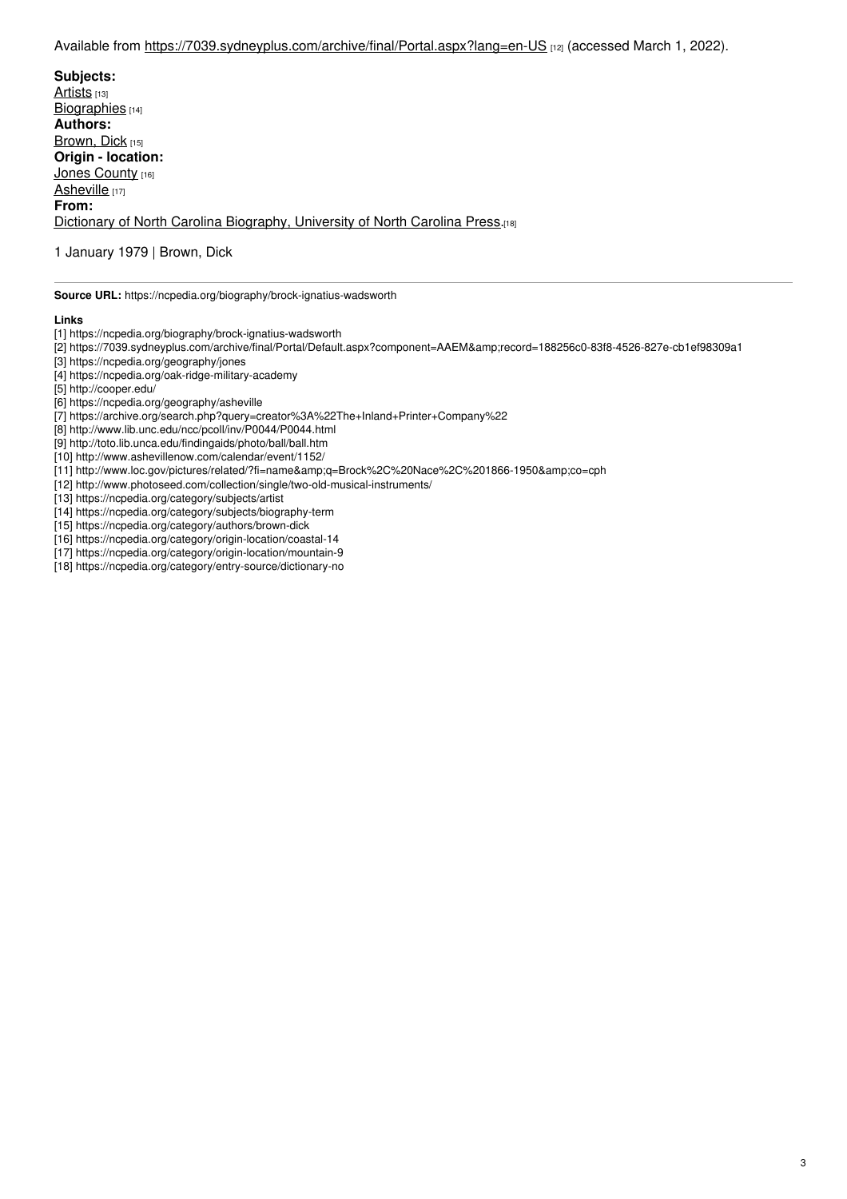Available from https://7039.sydneyplus.com/archive/final/Portal.aspx?lang=en-US [12] (accessed March 1, 2022).

**Subjects:**
Artists [13]
Biographies [14]
**Authors:**
Brown, Dick [15]
**Origin - location:**
Jones County [16]
Asheville [17]
**From:**
Dictionary of North Carolina Biography, University of North Carolina Press.[18]

1 January 1979 | Brown, Dick

**Source URL:** https://ncpedia.org/biography/brock-ignatius-wadsworth

**Links**

[1] https://ncpedia.org/biography/brock-ignatius-wadsworth
[2] https://7039.sydneyplus.com/archive/final/Portal/Default.aspx?component=AAEM&amp;record=188256c0-83f8-4526-827e-cb1ef98309a1
[3] https://ncpedia.org/geography/jones
[4] https://ncpedia.org/oak-ridge-military-academy
[5] http://cooper.edu/
[6] https://ncpedia.org/geography/asheville
[7] https://archive.org/search.php?query=creator%3A%22The+Inland+Printer+Company%22
[8] http://www.lib.unc.edu/ncc/pcoll/inv/P0044/P0044.html
[9] http://toto.lib.unca.edu/findingaids/photo/ball/ball.htm
[10] http://www.ashevillenow.com/calendar/event/1152/
[11] http://www.loc.gov/pictures/related/?fi=name&amp;q=Brock%2C%20Nace%2C%201866-1950&amp;co=cph
[12] http://www.photoseed.com/collection/single/two-old-musical-instruments/
[13] https://ncpedia.org/category/subjects/artist
[14] https://ncpedia.org/category/subjects/biography-term
[15] https://ncpedia.org/category/authors/brown-dick
[16] https://ncpedia.org/category/origin-location/coastal-14
[17] https://ncpedia.org/category/origin-location/mountain-9
[18] https://ncpedia.org/category/entry-source/dictionary-no